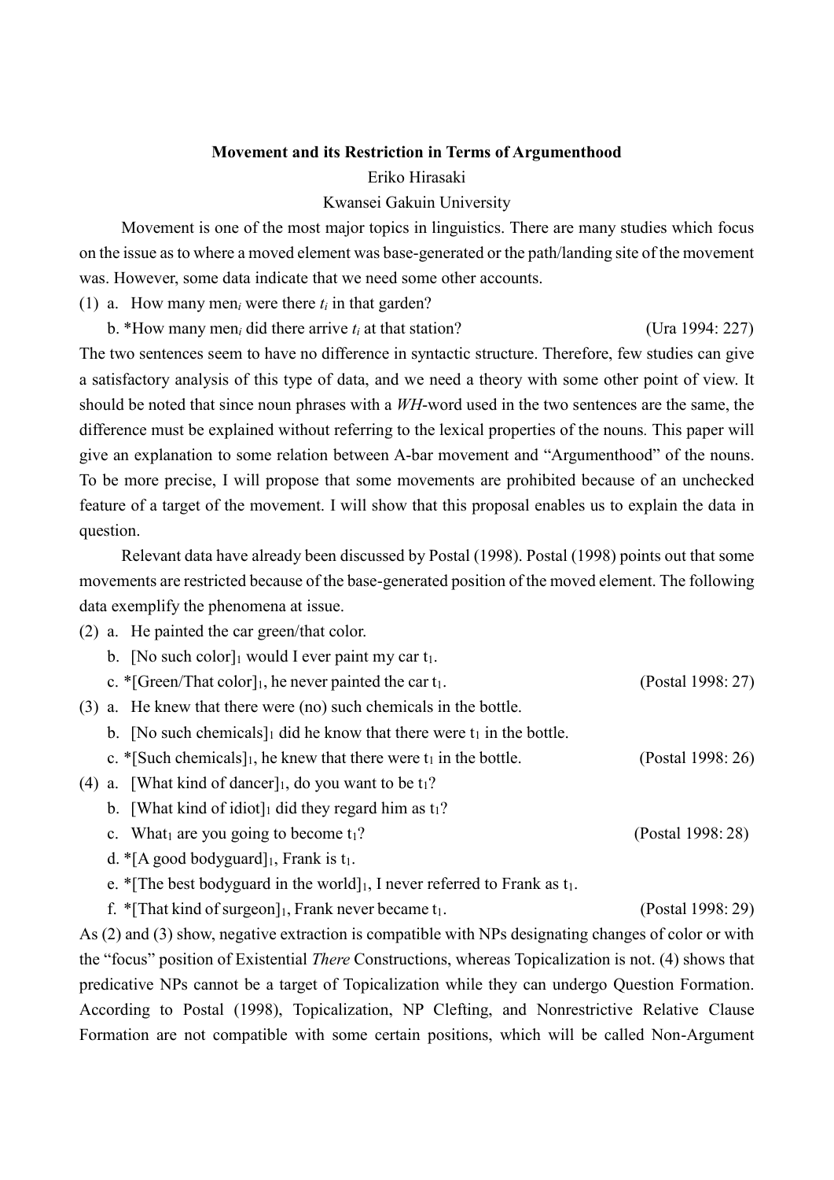**Movement and its Restriction in Terms of Argumenthood**

Eriko Hirasaki

Kwansei Gakuin University

Movement is one of the most major topics in linguistics. There are many studies which focus on the issue as to where a moved element was base-generated or the path/landing site of the movement was. However, some data indicate that we need some other accounts.

(1) a. How many men$_i$ were there $t_i$ in that garden?

b. *How many men$_i$ did there arrive $t_i$ at that station? (Ura 1994: 227)

The two sentences seem to have no difference in syntactic structure. Therefore, few studies can give a satisfactory analysis of this type of data, and we need a theory with some other point of view. It should be noted that since noun phrases with a *WH*-word used in the two sentences are the same, the difference must be explained without referring to the lexical properties of the nouns. This paper will give an explanation to some relation between A-bar movement and "Argumenthood" of the nouns. To be more precise, I will propose that some movements are prohibited because of an unchecked feature of a target of the movement. I will show that this proposal enables us to explain the data in question.

Relevant data have already been discussed by Postal (1998). Postal (1998) points out that some movements are restricted because of the base-generated position of the moved element. The following data exemplify the phenomena at issue.

(2) a. He painted the car green/that color.

b. [No such color]$_1$ would I ever paint my car t$_1$.

c. *[Green/That color]$_1$, he never painted the car t$_1$. (Postal 1998: 27)

(3) a. He knew that there were (no) such chemicals in the bottle.

b. [No such chemicals]$_1$ did he know that there were t$_1$ in the bottle.

c. *[Such chemicals]$_1$, he knew that there were t$_1$ in the bottle. (Postal 1998: 26)

(4) a. [What kind of dancer]$_1$, do you want to be t$_1$?

b. [What kind of idiot]$_1$ did they regard him as t$_1$?

c. What$_1$ are you going to become t$_1$? (Postal 1998: 28)

d. *[A good bodyguard]$_1$, Frank is t$_1$.

e. *[The best bodyguard in the world]$_1$, I never referred to Frank as t$_1$.

f. *[That kind of surgeon]$_1$, Frank never became t$_1$. (Postal 1998: 29)

As (2) and (3) show, negative extraction is compatible with NPs designating changes of color or with the "focus" position of Existential *There* Constructions, whereas Topicalization is not. (4) shows that predicative NPs cannot be a target of Topicalization while they can undergo Question Formation. According to Postal (1998), Topicalization, NP Clefting, and Nonrestrictive Relative Clause Formation are not compatible with some certain positions, which will be called Non-Argument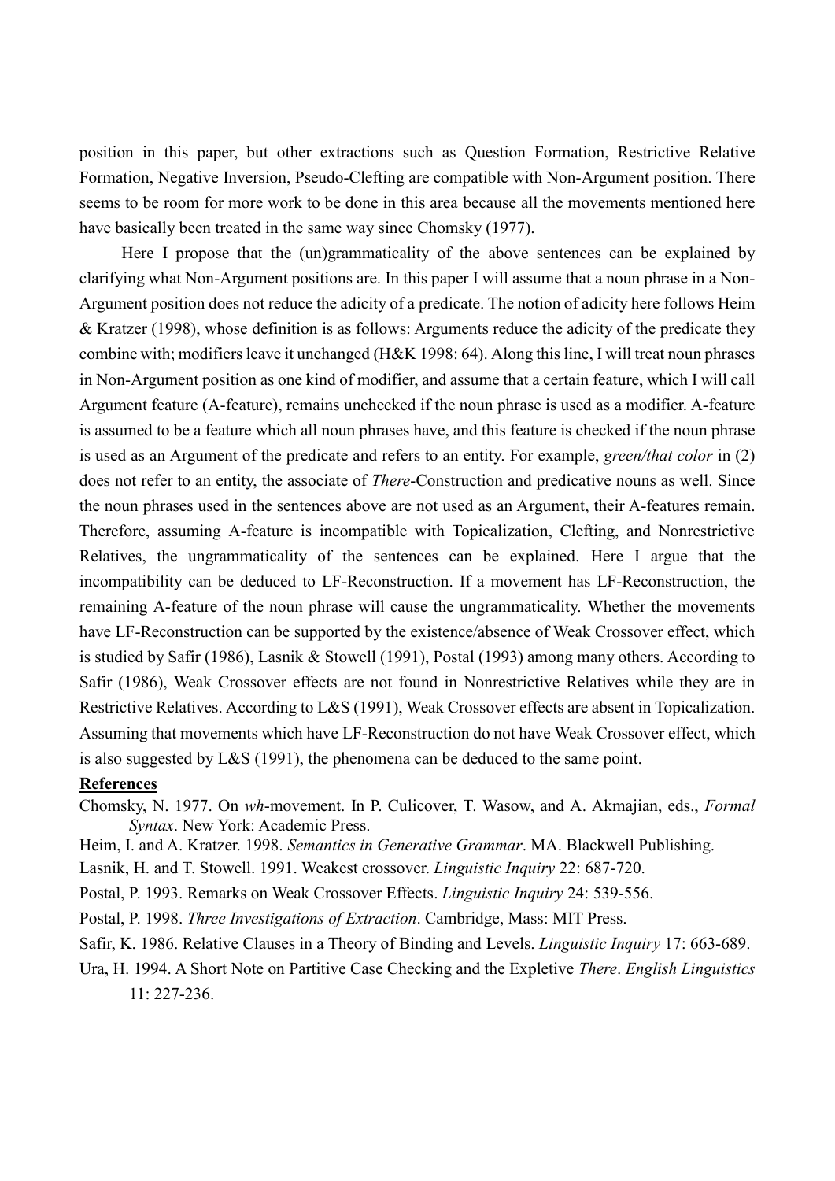position in this paper, but other extractions such as Question Formation, Restrictive Relative Formation, Negative Inversion, Pseudo-Clefting are compatible with Non-Argument position. There seems to be room for more work to be done in this area because all the movements mentioned here have basically been treated in the same way since Chomsky (1977).

Here I propose that the (un)grammaticality of the above sentences can be explained by clarifying what Non-Argument positions are. In this paper I will assume that a noun phrase in a Non-Argument position does not reduce the adicity of a predicate. The notion of adicity here follows Heim & Kratzer (1998), whose definition is as follows: Arguments reduce the adicity of the predicate they combine with; modifiers leave it unchanged (H&K 1998: 64). Along this line, I will treat noun phrases in Non-Argument position as one kind of modifier, and assume that a certain feature, which I will call Argument feature (A-feature), remains unchecked if the noun phrase is used as a modifier. A-feature is assumed to be a feature which all noun phrases have, and this feature is checked if the noun phrase is used as an Argument of the predicate and refers to an entity. For example, *green/that color* in (2) does not refer to an entity, the associate of *There*-Construction and predicative nouns as well. Since the noun phrases used in the sentences above are not used as an Argument, their A-features remain. Therefore, assuming A-feature is incompatible with Topicalization, Clefting, and Nonrestrictive Relatives, the ungrammaticality of the sentences can be explained. Here I argue that the incompatibility can be deduced to LF-Reconstruction. If a movement has LF-Reconstruction, the remaining A-feature of the noun phrase will cause the ungrammaticality. Whether the movements have LF-Reconstruction can be supported by the existence/absence of Weak Crossover effect, which is studied by Safir (1986), Lasnik & Stowell (1991), Postal (1993) among many others. According to Safir (1986), Weak Crossover effects are not found in Nonrestrictive Relatives while they are in Restrictive Relatives. According to L&S (1991), Weak Crossover effects are absent in Topicalization. Assuming that movements which have LF-Reconstruction do not have Weak Crossover effect, which is also suggested by L&S (1991), the phenomena can be deduced to the same point.

**References**

Chomsky, N. 1977. On *wh*-movement. In P. Culicover, T. Wasow, and A. Akmajian, eds., *Formal Syntax*. New York: Academic Press.

Heim, I. and A. Kratzer. 1998. *Semantics in Generative Grammar*. MA. Blackwell Publishing.

Lasnik, H. and T. Stowell. 1991. Weakest crossover. *Linguistic Inquiry* 22: 687-720.

Postal, P. 1993. Remarks on Weak Crossover Effects. *Linguistic Inquiry* 24: 539-556.

Postal, P. 1998. *Three Investigations of Extraction*. Cambridge, Mass: MIT Press.

Safir, K. 1986. Relative Clauses in a Theory of Binding and Levels. *Linguistic Inquiry* 17: 663-689.

Ura, H. 1994. A Short Note on Partitive Case Checking and the Expletive *There*. *English Linguistics* 11: 227-236.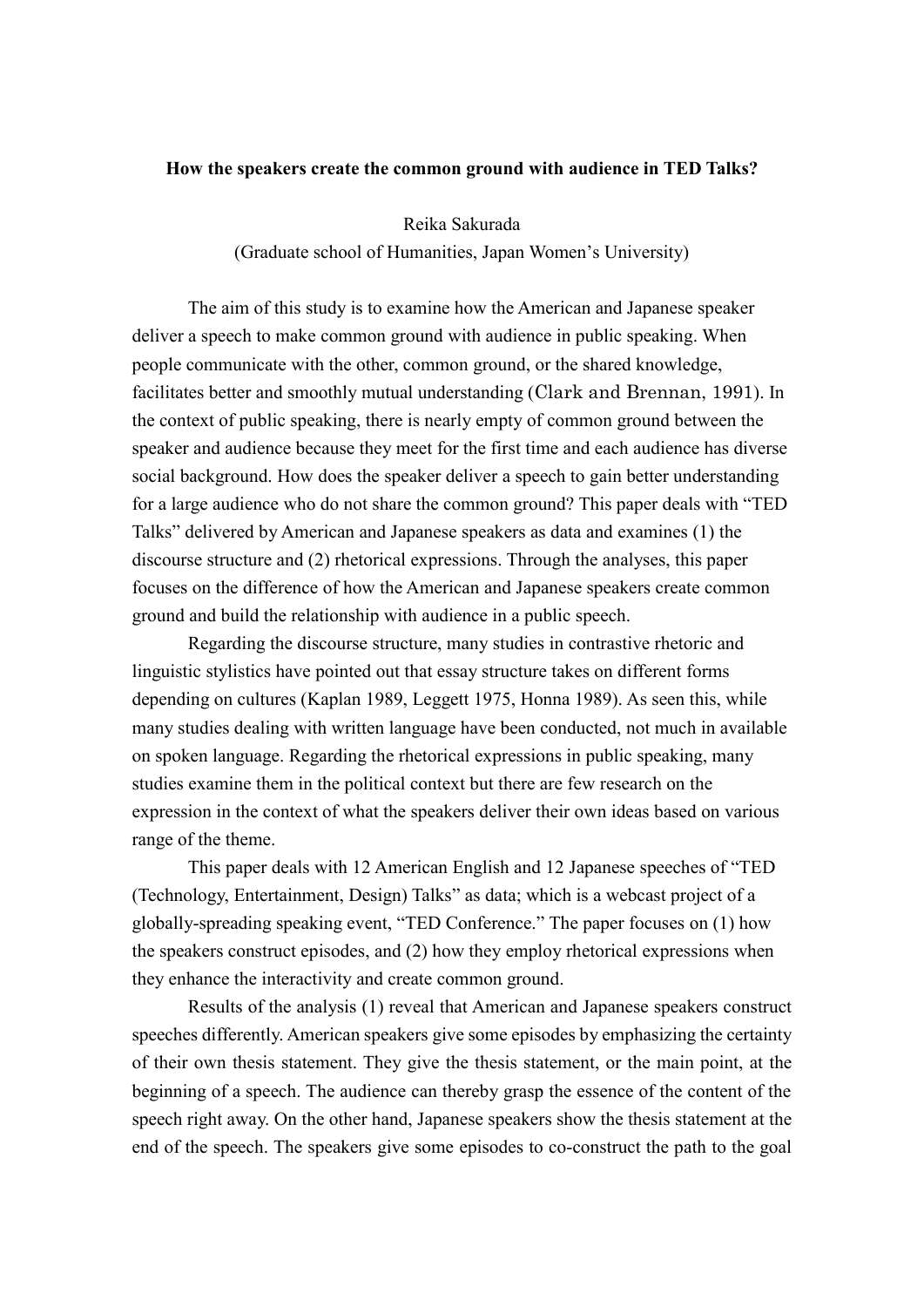**How the speakers create the common ground with audience in TED Talks?**

Reika Sakurada
(Graduate school of Humanities, Japan Women's University)

The aim of this study is to examine how the American and Japanese speaker deliver a speech to make common ground with audience in public speaking. When people communicate with the other, common ground, or the shared knowledge, facilitates better and smoothly mutual understanding (Clark and Brennan, 1991). In the context of public speaking, there is nearly empty of common ground between the speaker and audience because they meet for the first time and each audience has diverse social background. How does the speaker deliver a speech to gain better understanding for a large audience who do not share the common ground? This paper deals with "TED Talks" delivered by American and Japanese speakers as data and examines (1) the discourse structure and (2) rhetorical expressions. Through the analyses, this paper focuses on the difference of how the American and Japanese speakers create common ground and build the relationship with audience in a public speech.

Regarding the discourse structure, many studies in contrastive rhetoric and linguistic stylistics have pointed out that essay structure takes on different forms depending on cultures (Kaplan 1989, Leggett 1975, Honna 1989). As seen this, while many studies dealing with written language have been conducted, not much in available on spoken language. Regarding the rhetorical expressions in public speaking, many studies examine them in the political context but there are few research on the expression in the context of what the speakers deliver their own ideas based on various range of the theme.

This paper deals with 12 American English and 12 Japanese speeches of "TED (Technology, Entertainment, Design) Talks" as data; which is a webcast project of a globally-spreading speaking event, "TED Conference." The paper focuses on (1) how the speakers construct episodes, and (2) how they employ rhetorical expressions when they enhance the interactivity and create common ground.

Results of the analysis (1) reveal that American and Japanese speakers construct speeches differently. American speakers give some episodes by emphasizing the certainty of their own thesis statement. They give the thesis statement, or the main point, at the beginning of a speech. The audience can thereby grasp the essence of the content of the speech right away. On the other hand, Japanese speakers show the thesis statement at the end of the speech. The speakers give some episodes to co-construct the path to the goal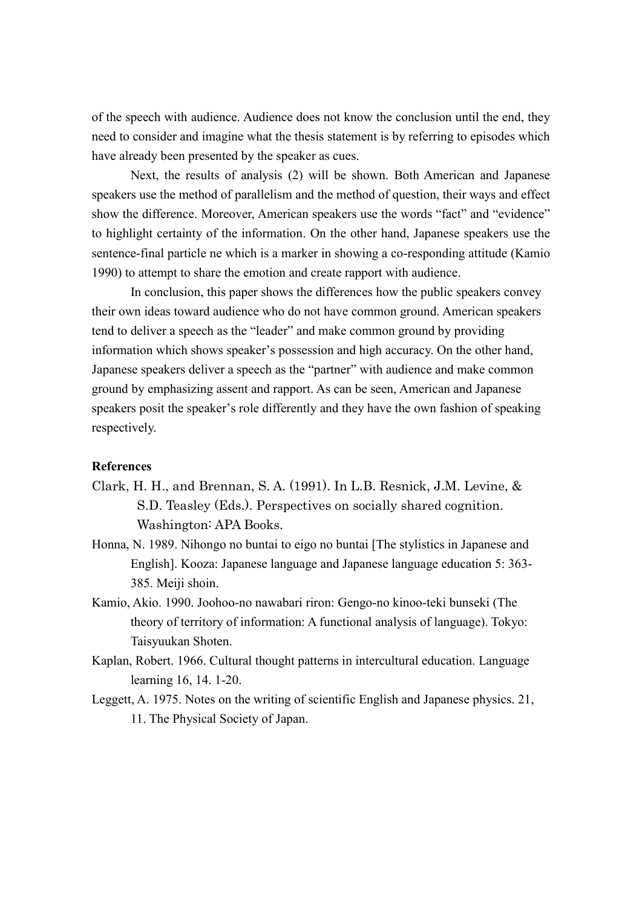of the speech with audience. Audience does not know the conclusion until the end, they need to consider and imagine what the thesis statement is by referring to episodes which have already been presented by the speaker as cues.

Next, the results of analysis (2) will be shown. Both American and Japanese speakers use the method of parallelism and the method of question, their ways and effect show the difference. Moreover, American speakers use the words "fact" and "evidence" to highlight certainty of the information. On the other hand, Japanese speakers use the sentence-final particle ne which is a marker in showing a co-responding attitude (Kamio 1990) to attempt to share the emotion and create rapport with audience.

In conclusion, this paper shows the differences how the public speakers convey their own ideas toward audience who do not have common ground. American speakers tend to deliver a speech as the "leader" and make common ground by providing information which shows speaker's possession and high accuracy. On the other hand, Japanese speakers deliver a speech as the "partner" with audience and make common ground by emphasizing assent and rapport. As can be seen, American and Japanese speakers posit the speaker's role differently and they have the own fashion of speaking respectively.

**References**

Clark, H. H., and Brennan, S. A. (1991). In L.B. Resnick, J.M. Levine, & S.D. Teasley (Eds.). Perspectives on socially shared cognition. Washington: APA Books.

Honna, N. 1989. Nihongo no buntai to eigo no buntai [The stylistics in Japanese and English]. Kooza: Japanese language and Japanese language education 5: 363-385. Meiji shoin.

Kamio, Akio. 1990. Joohoo-no nawabari riron: Gengo-no kinoo-teki bunseki (The theory of territory of information: A functional analysis of language). Tokyo: Taisyuukan Shoten.

Kaplan, Robert. 1966. Cultural thought patterns in intercultural education. Language learning 16, 14. 1-20.

Leggett, A. 1975. Notes on the writing of scientific English and Japanese physics. 21, 11. The Physical Society of Japan.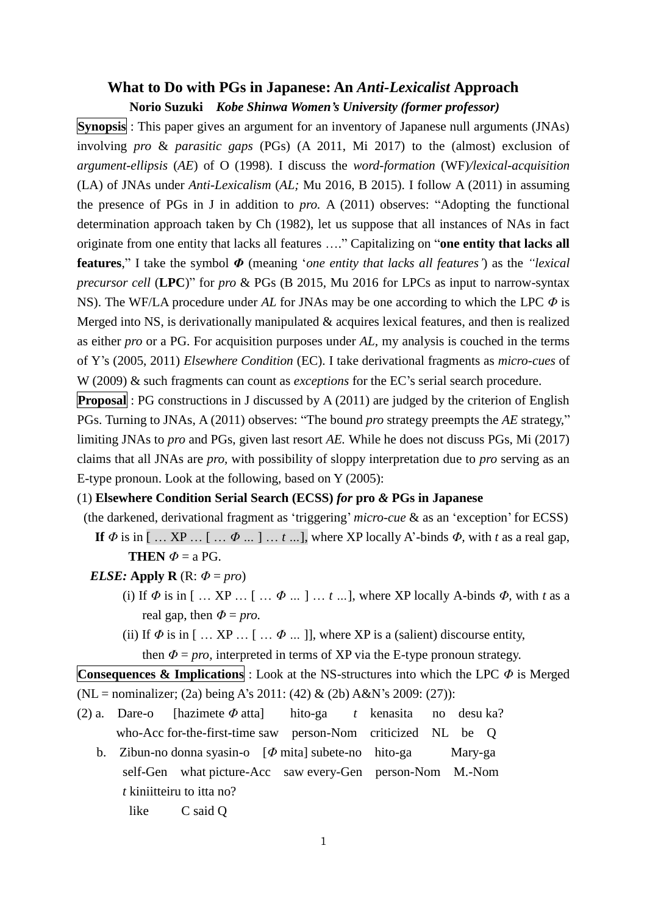# What to Do with PGs in Japanese: An *Anti-Lexicalist* Approach

**Norio Suzuki** *Kobe Shinwa Women's University (former professor)*

**Synopsis** : This paper gives an argument for an inventory of Japanese null arguments (JNAs) involving *pro* & *parasitic gaps* (PGs) (A 2011, Mi 2017) to the (almost) exclusion of *argument-ellipsis* (*AE*) of O (1998). I discuss the *word-formation* (WF)/*lexical-acquisition* (LA) of JNAs under *Anti-Lexicalism* (*AL;* Mu 2016, B 2015). I follow A (2011) in assuming the presence of PGs in J in addition to *pro.* A (2011) observes: "Adopting the functional determination approach taken by Ch (1982), let us suppose that all instances of NAs in fact originate from one entity that lacks all features …." Capitalizing on "**one entity that lacks all features**," I take the symbol ***Φ*** (meaning '*one entity that lacks all features'*) as the *"lexical precursor cell* (**LPC**)" for *pro* & PGs (B 2015, Mu 2016 for LPCs as input to narrow-syntax NS). The WF/LA procedure under *AL* for JNAs may be one according to which the LPC *Φ* is Merged into NS, is derivationally manipulated & acquires lexical features, and then is realized as either *pro* or a PG. For acquisition purposes under *AL*, my analysis is couched in the terms of Y's (2005, 2011) *Elsewhere Condition* (EC). I take derivational fragments as *micro-cues* of W (2009) & such fragments can count as *exceptions* for the EC's serial search procedure.

**Proposal** : PG constructions in J discussed by A (2011) are judged by the criterion of English PGs. Turning to JNAs, A (2011) observes: "The bound *pro* strategy preempts the *AE* strategy," limiting JNAs to *pro* and PGs, given last resort *AE.* While he does not discuss PGs, Mi (2017) claims that all JNAs are *pro,* with possibility of sloppy interpretation due to *pro* serving as an E-type pronoun. Look at the following, based on Y (2005):

(1) **Elsewhere Condition Serial Search (ECSS)** ***for*** **pro** ***&*** **PGs in Japanese**

(the darkened, derivational fragment as 'triggering' *micro-cue* & as an 'exception' for ECSS)

**If** *Φ* is in [ … XP … [ … *Φ* ... ] … *t* ...], where XP locally A'-binds *Φ,* with *t* as a real gap,

**THEN** *Φ* = a PG.

***ELSE:*** **Apply R** (R: *Φ* = *pro*)

(i) If *Φ* is in [ … XP … [ … *Φ* ... ] … *t* ...], where XP locally A-binds *Φ*, with *t* as a real gap, then *Φ* = *pro.*

(ii) If *Φ* is in [ … XP … [ … *Φ* ... ]], where XP is a (salient) discourse entity, then *Φ* = *pro,* interpreted in terms of XP via the E-type pronoun strategy.

**Consequences & Implications** : Look at the NS-structures into which the LPC *Φ* is Merged (NL = nominalizer; (2a) being A's 2011: (42) & (2b) A&N's 2009: (27)):

(2) a. Dare-o [hazimete *Φ* atta] hito-ga *t* kenasita no desu ka?
who-Acc for-the-first-time saw person-Nom criticized NL be Q

b. Zibun-no donna syasin-o [*Φ* mita] subete-no hito-ga Mary-ga
self-Gen what picture-Acc saw every-Gen person-Nom M.-Nom
*t* kiniitteiru to itta no?
like C said Q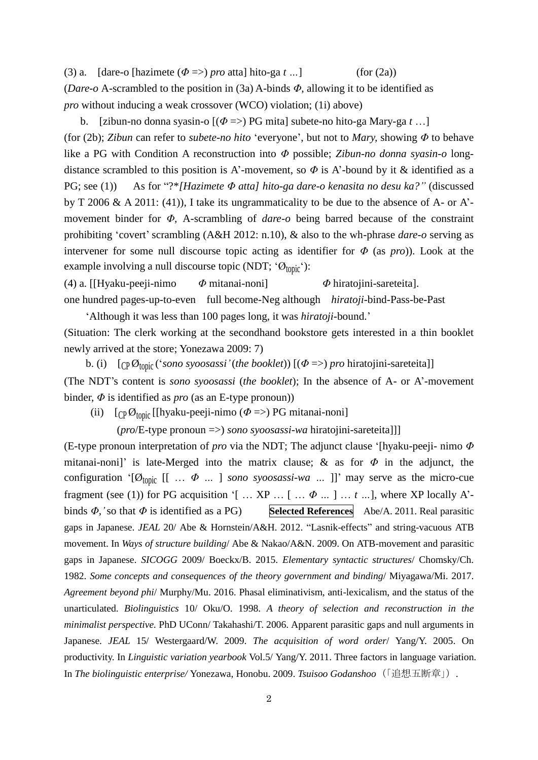(3) a. [dare-o [hazimete ($\Phi$ =>) *pro* atta] hito-ga *t* ...] (for (2a))

(*Dare-o* A-scrambled to the position in (3a) A-binds $\Phi$, allowing it to be identified as *pro* without inducing a weak crossover (WCO) violation; (1i) above)

b. [zibun-no donna syasin-o [($\Phi$ =>) PG mita] subete-no hito-ga Mary-ga *t* …]

(for (2b); *Zibun* can refer to *subete-no hito* 'everyone', but not to *Mary,* showing $\Phi$ to behave like a PG with Condition A reconstruction into $\Phi$ possible; *Zibun-no donna syasin-o* long-distance scrambled to this position is A'-movement, so $\Phi$ is A'-bound by it & identified as a PG; see (1)) As for "?\**[Hazimete $\Phi$ atta] hito-ga dare-o kenasita no desu ka?"* (discussed by T 2006 & A 2011: (41)), I take its ungrammaticality to be due to the absence of A- or A'-movement binder for $\Phi$, A-scrambling of *dare-o* being barred because of the constraint prohibiting 'covert' scrambling (A&H 2012: n.10), & also to the wh-phrase *dare-o* serving as intervener for some null discourse topic acting as identifier for $\Phi$ (as *pro*)). Look at the example involving a null discourse topic (NDT; '$\text{Ø}_{topic}$'):

(4) a. [[Hyaku-peeji-nimo $\Phi$ mitanai-noni] $\Phi$ hiratojini-sareteita].

one hundred pages-up-to-even full become-Neg although *hiratoji*-bind-Pass-be-Past

'Although it was less than 100 pages long, it was *hiratoji*-bound.'

(Situation: The clerk working at the secondhand bookstore gets interested in a thin booklet newly arrived at the store; Yonezawa 2009: 7)

b. (i) [$_{CP}$ $\text{Ø}_{topic}$ ('*sono syoosassi'* (*the booklet*)) [($\Phi$ =>) *pro* hiratojini-sareteita]]

(The NDT's content is *sono syoosassi* (*the booklet*); In the absence of A- or A'-movement binder, $\Phi$ is identified as *pro* (as an E-type pronoun))

(ii) [$_{CP}$ $\text{Ø}_{topic}$ [[hyaku-peeji-nimo ($\Phi$ =>) PG mitanai-noni]

(*pro*/E-type pronoun =>) *sono syoosassi-wa* hiratojini-sareteita]]]

(E-type pronoun interpretation of *pro* via the NDT; The adjunct clause '[hyaku-peeji- nimo $\Phi$ mitanai-noni]' is late-Merged into the matrix clause; & as for $\Phi$ in the adjunct, the configuration '[$\text{Ø}_{topic}$ [[ … $\Phi$ ... ] *sono syoosassi-wa* ... ]]' may serve as the micro-cue fragment (see (1)) for PG acquisition '[ … XP … [ … $\Phi$ ... ] … *t* ...], where XP locally A'-binds $\Phi$,' so that $\Phi$ is identified as a PG)

**Selected References** Abe/A. 2011. Real parasitic gaps in Japanese. *JEAL* 20/ Abe & Hornstein/A&H. 2012. "Lasnik-effects" and string-vacuous ATB movement. In *Ways of structure building*/ Abe & Nakao/A&N. 2009. On ATB-movement and parasitic gaps in Japanese. *SICOGG* 2009/ Boeckx/B. 2015. *Elementary syntactic structures*/ Chomsky/Ch. 1982. *Some concepts and consequences of the theory government and binding*/ Miyagawa/Mi. 2017. *Agreement beyond phi*/ Murphy/Mu. 2016. Phasal eliminativism, anti-lexicalism, and the status of the unarticulated. *Biolinguistics* 10/ Oku/O. 1998. *A theory of selection and reconstruction in the minimalist perspective.* PhD UConn/ Takahashi/T. 2006. Apparent parasitic gaps and null arguments in Japanese. *JEAL* 15/ Westergaard/W. 2009. *The acquisition of word order*/ Yang/Y. 2005. On productivity. In *Linguistic variation yearbook* Vol.5/ Yang/Y. 2011. Three factors in language variation. In *The biolinguistic enterprise/* Yonezawa, Honobu. 2009. *Tsuisoo Godanshoo*（「追想五断章」）.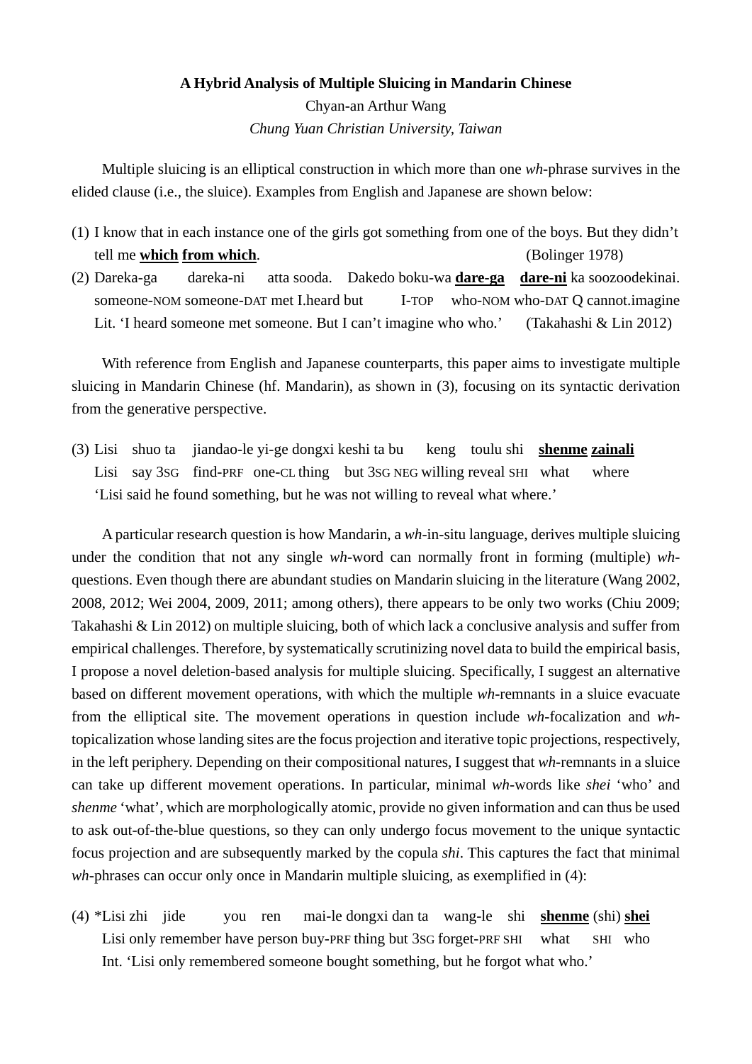**A Hybrid Analysis of Multiple Sluicing in Mandarin Chinese**

Chyan-an Arthur Wang

*Chung Yuan Christian University, Taiwan*

Multiple sluicing is an elliptical construction in which more than one *wh*-phrase survives in the elided clause (i.e., the sluice). Examples from English and Japanese are shown below:

(1) I know that in each instance one of the girls got something from one of the boys. But they didn't tell me **which** **from which**. (Bolinger 1978)

(2) Dareka-ga dareka-ni atta sooda. Dakedo boku-wa **dare-ga** **dare-ni** ka soozoodekinai.
someone-NOM someone-DAT met I.heard but I-TOP who-NOM who-DAT Q cannot.imagine
Lit. 'I heard someone met someone. But I can't imagine who who.' (Takahashi & Lin 2012)

With reference from English and Japanese counterparts, this paper aims to investigate multiple sluicing in Mandarin Chinese (hf. Mandarin), as shown in (3), focusing on its syntactic derivation from the generative perspective.

(3) Lisi shuo ta jiandao-le yi-ge dongxi keshi ta bu keng toulu shi **shenme** **zainali**
Lisi say 3SG find-PRF one-CL thing but 3SG NEG willing reveal SHI what where
'Lisi said he found something, but he was not willing to reveal what where.'

A particular research question is how Mandarin, a *wh*-in-situ language, derives multiple sluicing under the condition that not any single *wh*-word can normally front in forming (multiple) *wh*-questions. Even though there are abundant studies on Mandarin sluicing in the literature (Wang 2002, 2008, 2012; Wei 2004, 2009, 2011; among others), there appears to be only two works (Chiu 2009; Takahashi & Lin 2012) on multiple sluicing, both of which lack a conclusive analysis and suffer from empirical challenges. Therefore, by systematically scrutinizing novel data to build the empirical basis, I propose a novel deletion-based analysis for multiple sluicing. Specifically, I suggest an alternative based on different movement operations, with which the multiple *wh*-remnants in a sluice evacuate from the elliptical site. The movement operations in question include *wh*-focalization and *wh*-topicalization whose landing sites are the focus projection and iterative topic projections, respectively, in the left periphery. Depending on their compositional natures, I suggest that *wh*-remnants in a sluice can take up different movement operations. In particular, minimal *wh*-words like *shei* 'who' and *shenme* 'what', which are morphologically atomic, provide no given information and can thus be used to ask out-of-the-blue questions, so they can only undergo focus movement to the unique syntactic focus projection and are subsequently marked by the copula *shi*. This captures the fact that minimal *wh*-phrases can occur only once in Mandarin multiple sluicing, as exemplified in (4):

(4) *Lisi zhi jide you ren mai-le dongxi dan ta wang-le shi **shenme** (shi) **shei**
Lisi only remember have person buy-PRF thing but 3SG forget-PRF SHI what SHI who
Int. 'Lisi only remembered someone bought something, but he forgot what who.'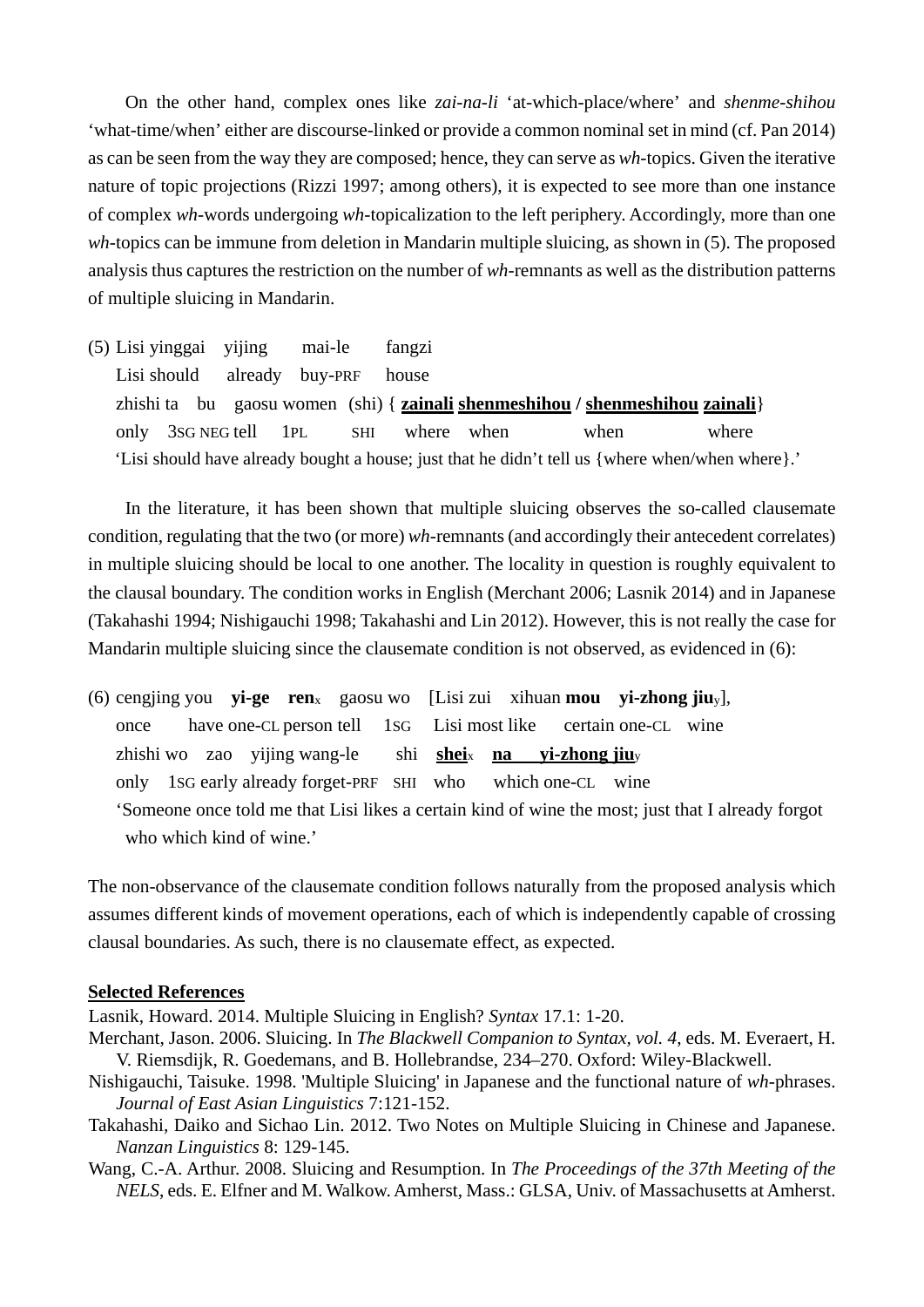On the other hand, complex ones like *zai-na-li* 'at-which-place/where' and *shenme-shihou* 'what-time/when' either are discourse-linked or provide a common nominal set in mind (cf. Pan 2014) as can be seen from the way they are composed; hence, they can serve as *wh*-topics. Given the iterative nature of topic projections (Rizzi 1997; among others), it is expected to see more than one instance of complex *wh*-words undergoing *wh*-topicalization to the left periphery. Accordingly, more than one *wh*-topics can be immune from deletion in Mandarin multiple sluicing, as shown in (5). The proposed analysis thus captures the restriction on the number of *wh*-remnants as well as the distribution patterns of multiple sluicing in Mandarin.

(5) Lisi yinggai yijing mai-le fangzi
    Lisi should already buy-PRF house
    zhishi ta bu gaosu women (shi) { **<u>zainali</u> <u>shenmeshihou</u> / <u>shenmeshihou</u> <u>zainali</u>**}
    only 3SG NEG tell 1PL SHI where when when where
    'Lisi should have already bought a house; just that he didn't tell us {where when/when where}.'

In the literature, it has been shown that multiple sluicing observes the so-called clausemate condition, regulating that the two (or more) *wh*-remnants (and accordingly their antecedent correlates) in multiple sluicing should be local to one another. The locality in question is roughly equivalent to the clausal boundary. The condition works in English (Merchant 2006; Lasnik 2014) and in Japanese (Takahashi 1994; Nishigauchi 1998; Takahashi and Lin 2012). However, this is not really the case for Mandarin multiple sluicing since the clausemate condition is not observed, as evidenced in (6):

(6) cengjing you **yi-ge ren**$_x$ gaosu wo [Lisi zui xihuan **mou yi-zhong jiu**$_y$],
    once have one-CL person tell 1SG Lisi most like certain one-CL wine
    zhishi wo zao yijing wang-le shi **<u>shei</u>**$_x$ **<u>na yi-zhong jiu</u>**$_y$
    only 1SG early already forget-PRF SHI who which one-CL wine
    'Someone once told me that Lisi likes a certain kind of wine the most; just that I already forgot who which kind of wine.'

The non-observance of the clausemate condition follows naturally from the proposed analysis which assumes different kinds of movement operations, each of which is independently capable of crossing clausal boundaries. As such, there is no clausemate effect, as expected.

**<u>Selected References</u>**

Lasnik, Howard. 2014. Multiple Sluicing in English? *Syntax* 17.1: 1-20.

Merchant, Jason. 2006. Sluicing. In *The Blackwell Companion to Syntax, vol. 4*, eds. M. Everaert, H. V. Riemsdijk, R. Goedemans, and B. Hollebrandse, 234–270. Oxford: Wiley-Blackwell.

Nishigauchi, Taisuke. 1998. 'Multiple Sluicing' in Japanese and the functional nature of *wh*-phrases. *Journal of East Asian Linguistics* 7:121-152.

Takahashi, Daiko and Sichao Lin. 2012. Two Notes on Multiple Sluicing in Chinese and Japanese. *Nanzan Linguistics* 8: 129-145.

Wang, C.-A. Arthur. 2008. Sluicing and Resumption. In *The Proceedings of the 37th Meeting of the NELS*, eds. E. Elfner and M. Walkow. Amherst, Mass.: GLSA, Univ. of Massachusetts at Amherst.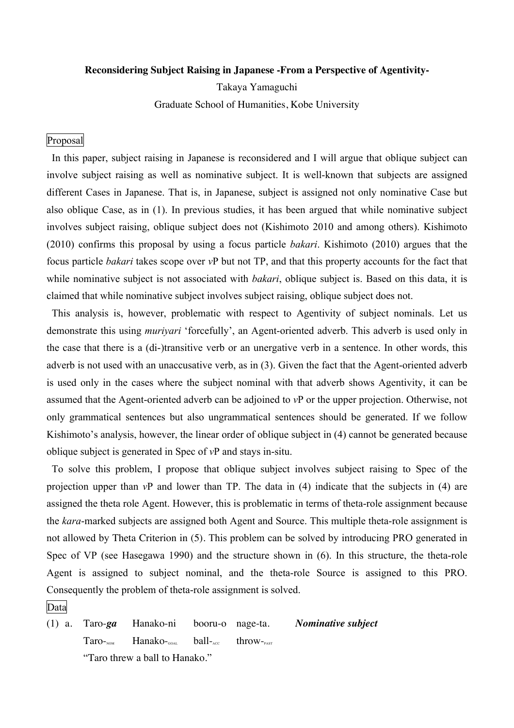**Reconsidering Subject Raising in Japanese -From a Perspective of Agentivity-**

Takaya Yamaguchi

Graduate School of Humanities, Kobe University

## Proposal

In this paper, subject raising in Japanese is reconsidered and I will argue that oblique subject can involve subject raising as well as nominative subject. It is well-known that subjects are assigned different Cases in Japanese. That is, in Japanese, subject is assigned not only nominative Case but also oblique Case, as in (1). In previous studies, it has been argued that while nominative subject involves subject raising, oblique subject does not (Kishimoto 2010 and among others). Kishimoto (2010) confirms this proposal by using a focus particle *bakari*. Kishimoto (2010) argues that the focus particle *bakari* takes scope over *v*P but not TP, and that this property accounts for the fact that while nominative subject is not associated with *bakari*, oblique subject is. Based on this data, it is claimed that while nominative subject involves subject raising, oblique subject does not.

This analysis is, however, problematic with respect to Agentivity of subject nominals. Let us demonstrate this using *muriyari* 'forcefully', an Agent-oriented adverb. This adverb is used only in the case that there is a (di-)transitive verb or an unergative verb in a sentence. In other words, this adverb is not used with an unaccusative verb, as in (3). Given the fact that the Agent-oriented adverb is used only in the cases where the subject nominal with that adverb shows Agentivity, it can be assumed that the Agent-oriented adverb can be adjoined to *v*P or the upper projection. Otherwise, not only grammatical sentences but also ungrammatical sentences should be generated. If we follow Kishimoto's analysis, however, the linear order of oblique subject in (4) cannot be generated because oblique subject is generated in Spec of *v*P and stays in-situ.

To solve this problem, I propose that oblique subject involves subject raising to Spec of the projection upper than *v*P and lower than TP. The data in (4) indicate that the subjects in (4) are assigned the theta role Agent. However, this is problematic in terms of theta-role assignment because the *kara*-marked subjects are assigned both Agent and Source. This multiple theta-role assignment is not allowed by Theta Criterion in (5). This problem can be solved by introducing PRO generated in Spec of VP (see Hasegawa 1990) and the structure shown in (6). In this structure, the theta-role Agent is assigned to subject nominal, and the theta-role Source is assigned to this PRO. Consequently the problem of theta-role assignment is solved.

## Data

(1) a. Taro-***ga*** Hanako-ni booru-o nage-ta. ***Nominative subject***

Taro-NOM Hanako-GOAL ball-ACC throw-PAST

"Taro threw a ball to Hanako."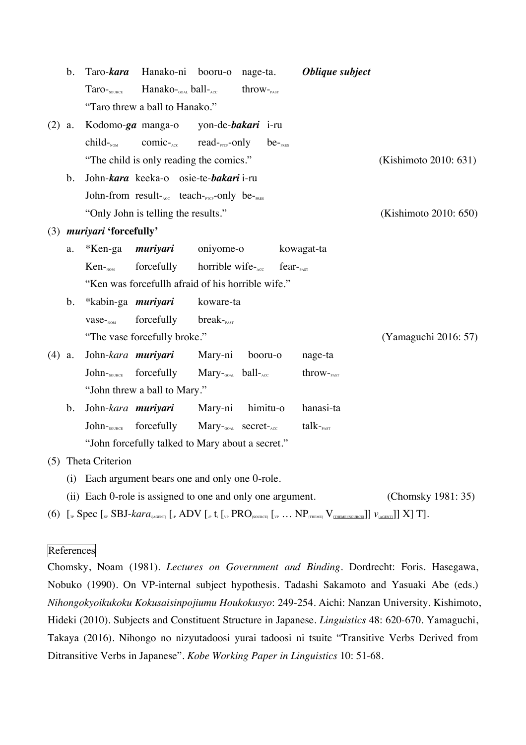b. Taro-***kara*** Hanako-ni booru-o nage-ta. ***Oblique subject***
   Taro-$_{SOURCE}$ Hanako-$_{GOAL}$ ball-$_{ACC}$ throw-$_{PAST}$
   "Taro threw a ball to Hanako."

(2) a. Kodomo-***ga*** manga-o yon-de-***bakari*** i-ru
   child-$_{NOM}$ comic-$_{ACC}$ read-$_{PTCP}$-only be-$_{PRES}$
   "The child is only reading the comics." (Kishimoto 2010: 631)

b. John-***kara*** keeka-o osie-te-***bakari*** i-ru
   John-from result-$_{ACC}$ teach-$_{PTCP}$-only be-$_{PRES}$
   "Only John is telling the results." (Kishimoto 2010: 650)

(3) ***muriyari* 'forcefully'**

a. *Ken-ga ***muriyari*** oniyome-o kowagat-ta
   Ken-$_{NOM}$ forcefully horrible wife-$_{ACC}$ fear-$_{PAST}$
   "Ken was forcefullh afraid of his horrible wife."

b. *kabin-ga ***muriyari*** koware-ta
   vase-$_{NOM}$ forcefully break-$_{PAST}$
   "The vase forcefully broke." (Yamaguchi 2016: 57)

(4) a. John-*kara* ***muriyari*** Mary-ni booru-o nage-ta
   John-$_{SOURCE}$ forcefully Mary-$_{GOAL}$ ball-$_{ACC}$ throw-$_{PAST}$
   "John threw a ball to Mary."

b. John-*kara* ***muriyari*** Mary-ni himitu-o hanasi-ta
   John-$_{SOURCE}$ forcefully Mary-$_{GOAL}$ secret-$_{ACC}$ talk-$_{PAST}$
   "John forcefully talked to Mary about a secret."

(5) Theta Criterion

(i) Each argument bears one and only one θ-role.

(ii) Each θ-role is assigned to one and only one argument. (Chomsky 1981: 35)

(6) $[_{TP}$ Spec $[_{XP}$ SBJ-*kara*$_{i[AGENT]}$ $[_{vP}$ ADV $[_{vP}$ $t_i$ $[_{VP}$ PRO$_{[SOURCE]}$ $[_{VP}$ … NP$_{[THEME]}$ V$_{[THEME][SOURCE]}$]] $v_{[AGENT]}$]] X] T].

References

Chomsky, Noam (1981). *Lectures on Government and Binding*. Dordrecht: Foris. Hasegawa, Nobuko (1990). On VP-internal subject hypothesis. Tadashi Sakamoto and Yasuaki Abe (eds.) *Nihongokyoikukoku Kokusaisinpojiumu Houkokusyo*: 249-254. Aichi: Nanzan University. Kishimoto, Hideki (2010). Subjects and Constituent Structure in Japanese. *Linguistics* 48: 620-670. Yamaguchi, Takaya (2016). Nihongo no nizyutadoosi yurai tadoosi ni tsuite "Transitive Verbs Derived from Ditransitive Verbs in Japanese". *Kobe Working Paper in Linguistics* 10: 51-68.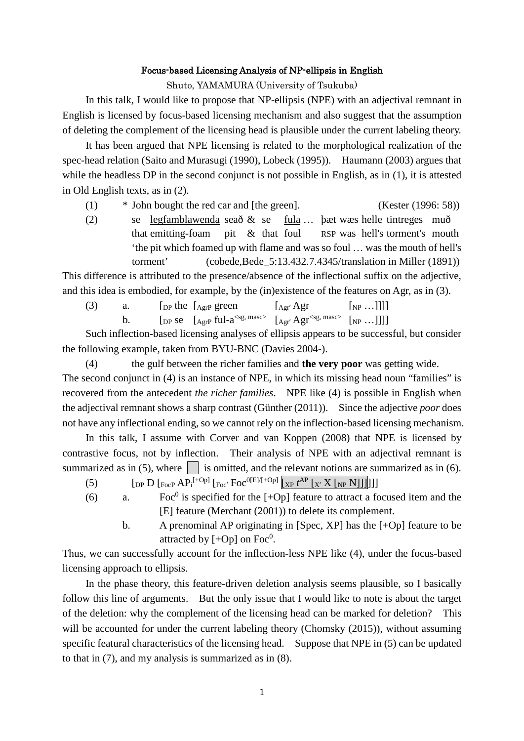# Focus-based Licensing Analysis of NP-ellipsis in English

Shuto, YAMAMURA (University of Tsukuba)

In this talk, I would like to propose that NP-ellipsis (NPE) with an adjectival remnant in English is licensed by focus-based licensing mechanism and also suggest that the assumption of deleting the complement of the licensing head is plausible under the current labeling theory.

It has been argued that NPE licensing is related to the morphological realization of the spec-head relation (Saito and Murasugi (1990), Lobeck (1995)). Haumann (2003) argues that while the headless DP in the second conjunct is not possible in English, as in (1), it is attested in Old English texts, as in (2).

(1) * John bought the red car and [the green]. (Kester (1996: 58))

(2) se <u>legfamblawenda</u> seað & se <u>fula</u> … þæt wæs helle tintreges muð
that emitting-foam pit & that foul RSP was hell's torment's mouth
'the pit which foamed up with flame and was so foul … was the mouth of hell's torment' (cobede,Bede_5:13.432.7.4345/translation in Miller (1891))

This difference is attributed to the presence/absence of the inflectional suffix on the adjective, and this idea is embodied, for example, by the (in)existence of the features on Agr, as in (3).

(3) a. $[_{DP}$ the $[_{AgrP}$ green $[_{Agr'}$ Agr $[_{NP}$ …$]]]]$
b. $[_{DP}$ se $[_{AgrP}$ ful-a$^{<sg, masc>}$ $[_{Agr'}$ Agr$^{<sg, masc>}$ $[_{NP}$ …$]]]]$

Such inflection-based licensing analyses of ellipsis appears to be successful, but consider the following example, taken from BYU-BNC (Davies 2004-).

(4) the gulf between the richer families and **the very poor** was getting wide.

The second conjunct in (4) is an instance of NPE, in which its missing head noun "families" is recovered from the antecedent *the richer families*. NPE like (4) is possible in English when the adjectival remnant shows a sharp contrast (Günther (2011)). Since the adjective *poor* does not have any inflectional ending, so we cannot rely on the inflection-based licensing mechanism.

In this talk, I assume with Corver and van Koppen (2008) that NPE is licensed by contrastive focus, not by inflection. Their analysis of NPE with an adjectival remnant is summarized as in (5), where ☐ is omitted, and the relevant notions are summarized as in (6).

(5) $[_{DP}$ D $[_{FocP}$ AP$_i^{[+Op]}$ $[_{Foc'}$ Foc$^{0[E]/[+Op]}$ $\boxed{[_{XP}\ t^{AP}\ [_{X'}\ X\ [_{NP}\ N]]]}$$]]]$

(6) a. Foc$^0$ is specified for the [+Op] feature to attract a focused item and the [E] feature (Merchant (2001)) to delete its complement.
b. A prenominal AP originating in [Spec, XP] has the [+Op] feature to be attracted by [+Op] on Foc$^0$.

Thus, we can successfully account for the inflection-less NPE like (4), under the focus-based licensing approach to ellipsis.

In the phase theory, this feature-driven deletion analysis seems plausible, so I basically follow this line of arguments. But the only issue that I would like to note is about the target of the deletion: why the complement of the licensing head can be marked for deletion? This will be accounted for under the current labeling theory (Chomsky (2015)), without assuming specific featural characteristics of the licensing head. Suppose that NPE in (5) can be updated to that in (7), and my analysis is summarized as in (8).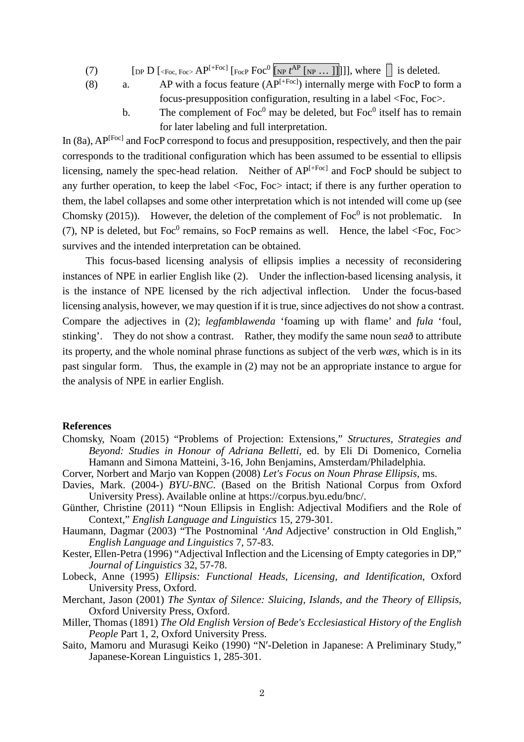(7) $[_{DP}$ D $[_{<Foc, Foc>}$ $AP^{[+Foc]}$ $[_{FocP}$ $Foc^0$ $[_{NP}$ $t^{AP}$ $[_{NP}$ … ]]]]], where ▯ is deleted.

(8) a. AP with a focus feature ($AP^{[+Foc]}$) internally merge with FocP to form a focus-presupposition configuration, resulting in a label <Foc, Foc>.

b. The complement of $Foc^0$ may be deleted, but $Foc^0$ itself has to remain for later labeling and full interpretation.

In (8a), $AP^{[Foc]}$ and FocP correspond to focus and presupposition, respectively, and then the pair corresponds to the traditional configuration which has been assumed to be essential to ellipsis licensing, namely the spec-head relation. Neither of $AP^{[+Foc]}$ and FocP should be subject to any further operation, to keep the label <Foc, Foc> intact; if there is any further operation to them, the label collapses and some other interpretation which is not intended will come up (see Chomsky (2015)). However, the deletion of the complement of $Foc^0$ is not problematic. In (7), NP is deleted, but $Foc^0$ remains, so FocP remains as well. Hence, the label <Foc, Foc> survives and the intended interpretation can be obtained.

This focus-based licensing analysis of ellipsis implies a necessity of reconsidering instances of NPE in earlier English like (2). Under the inflection-based licensing analysis, it is the instance of NPE licensed by the rich adjectival inflection. Under the focus-based licensing analysis, however, we may question if it is true, since adjectives do not show a contrast. Compare the adjectives in (2); *legfamblawenda* 'foaming up with flame' and *fula* 'foul, stinking'. They do not show a contrast. Rather, they modify the same noun *seað* to attribute its property, and the whole nominal phrase functions as subject of the verb *wæs*, which is in its past singular form. Thus, the example in (2) may not be an appropriate instance to argue for the analysis of NPE in earlier English.

## References

Chomsky, Noam (2015) "Problems of Projection: Extensions," *Structures, Strategies and Beyond: Studies in Honour of Adriana Belletti*, ed. by Eli Di Domenico, Cornelia Hamann and Simona Matteini, 3-16, John Benjamins, Amsterdam/Philadelphia.

Corver, Norbert and Marjo van Koppen (2008) *Let's Focus on Noun Phrase Ellipsis*, ms.

Davies, Mark. (2004-) *BYU-BNC*. (Based on the British National Corpus from Oxford University Press). Available online at https://corpus.byu.edu/bnc/.

Günther, Christine (2011) "Noun Ellipsis in English: Adjectival Modifiers and the Role of Context," *English Language and Linguistics* 15, 279-301.

Haumann, Dagmar (2003) "The Postnominal '*And* Adjective' construction in Old English," *English Language and Linguistics* 7, 57-83.

Kester, Ellen-Petra (1996) "Adjectival Inflection and the Licensing of Empty categories in DP," *Journal of Linguistics* 32, 57-78.

Lobeck, Anne (1995) *Ellipsis: Functional Heads, Licensing, and Identification*, Oxford University Press, Oxford.

Merchant, Jason (2001) *The Syntax of Silence: Sluicing, Islands, and the Theory of Ellipsis*, Oxford University Press, Oxford.

Miller, Thomas (1891) *The Old English Version of Bede's Ecclesiastical History of the English People* Part 1, 2, Oxford University Press.

Saito, Mamoru and Murasugi Keiko (1990) "N′-Deletion in Japanese: A Preliminary Study," Japanese-Korean Linguistics 1, 285-301.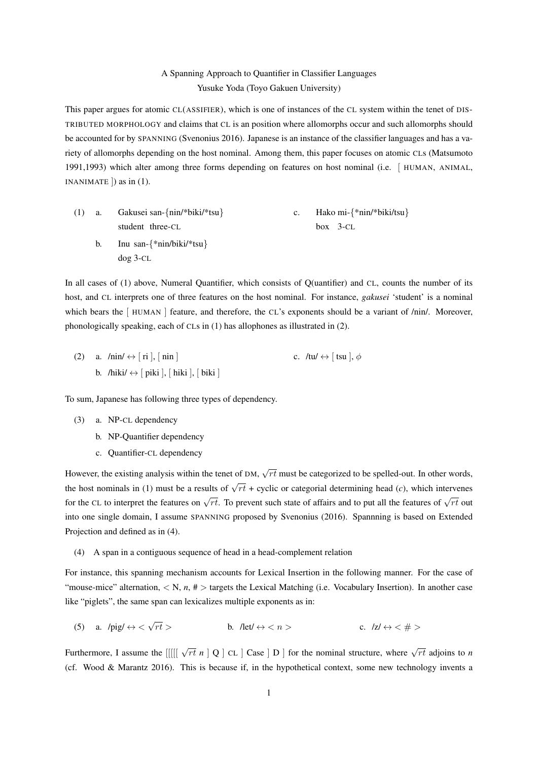A Spanning Approach to Quantifier in Classifier Languages
Yusuke Yoda (Toyo Gakuen University)

This paper argues for atomic CL(ASSIFIER), which is one of instances of the CL system within the tenet of DISTRIBUTED MORPHOLOGY and claims that CL is an position where allomorphs occur and such allomorphs should be accounted for by SPANNING (Svenonius 2016). Japanese is an instance of the classifier languages and has a variety of allomorphs depending on the host nominal. Among them, this paper focuses on atomic CLs (Matsumoto 1991,1993) which alter among three forms depending on features on host nominal (i.e. [ HUMAN, ANIMAL, INANIMATE ]) as in (1).

(1) a. Gakusei san-{nin/*biki/*tsu}
   student three-CL

   b. Inu san-{*nin/biki/*tsu}
   dog 3-CL

   c. Hako mi-{*nin/*biki/tsu}
   box 3-CL

In all cases of (1) above, Numeral Quantifier, which consists of Q(uantifier) and CL, counts the number of its host, and CL interprets one of three features on the host nominal. For instance, *gakusei* 'student' is a nominal which bears the [ HUMAN ] feature, and therefore, the CL's exponents should be a variant of /nin/. Moreover, phonologically speaking, each of CLs in (1) has allophones as illustrated in (2).

(2) a. /nin/ $\leftrightarrow$ [ ri ], [ nin ]

   b. /hiki/ $\leftrightarrow$ [ piki ], [ hiki ], [ biki ]

   c. /tu/ $\leftrightarrow$ [ tsu ], $\phi$

To sum, Japanese has following three types of dependency.

(3) a. NP-CL dependency

   b. NP-Quantifier dependency

   c. Quantifier-CL dependency

However, the existing analysis within the tenet of DM, $\sqrt{rt}$ must be categorized to be spelled-out. In other words, the host nominals in (1) must be a results of $\sqrt{rt}$ + cyclic or categorial determining head (*c*), which intervenes for the CL to interpret the features on $\sqrt{rt}$. To prevent such state of affairs and to put all the features of $\sqrt{rt}$ out into one single domain, I assume SPANNING proposed by Svenonius (2016). Spannning is based on Extended Projection and defined as in (4).

(4) A span in a contiguous sequence of head in a head-complement relation

For instance, this spanning mechanism accounts for Lexical Insertion in the following manner. For the case of "mouse-mice" alternation, $<$ N, *n*, # $>$ targets the Lexical Matching (i.e. Vocabulary Insertion). In another case like "piglets", the same span can lexicalizes multiple exponents as in:

(5) a. /pig/ $\leftrightarrow$ $< \sqrt{rt} >$

   b. /let/ $\leftrightarrow$ $< n >$

   c. /z/ $\leftrightarrow$ $< \# >$

Furthermore, I assume the [[[[[ $\sqrt{rt}$ *n* ] Q ] CL ] Case ] D ] for the nominal structure, where $\sqrt{rt}$ adjoins to *n* (cf. Wood & Marantz 2016). This is because if, in the hypothetical context, some new technology invents a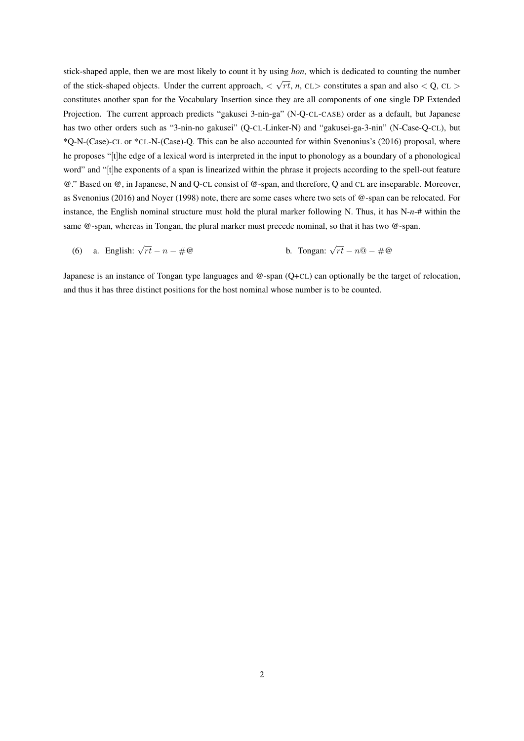stick-shaped apple, then we are most likely to count it by using *hon*, which is dedicated to counting the number of the stick-shaped objects. Under the current approach, $<\sqrt{rt}$, *n*, CL$>$ constitutes a span and also $<$ Q, CL $>$ constitutes another span for the Vocabulary Insertion since they are all components of one single DP Extended Projection. The current approach predicts "gakusei 3-nin-ga" (N-Q-CL-CASE) order as a default, but Japanese has two other orders such as "3-nin-no gakusei" (Q-CL-Linker-N) and "gakusei-ga-3-nin" (N-Case-Q-CL), but *Q-N-(Case)-CL or *CL-N-(Case)-Q. This can be also accounted for within Svenonius's (2016) proposal, where he proposes "[t]he edge of a lexical word is interpreted in the input to phonology as a boundary of a phonological word" and "[t]he exponents of a span is linearized within the phrase it projects according to the spell-out feature @." Based on @, in Japanese, N and Q-CL consist of @-span, and therefore, Q and CL are inseparable. Moreover, as Svenonius (2016) and Noyer (1998) note, there are some cases where two sets of @-span can be relocated. For instance, the English nominal structure must hold the plural marker following N. Thus, it has N-*n*-# within the same @-span, whereas in Tongan, the plural marker must precede nominal, so that it has two @-span.

(6) a. English: $\sqrt{rt} - n - \#$@ b. Tongan: $\sqrt{rt} - n@ - \#$@

Japanese is an instance of Tongan type languages and @-span (Q+CL) can optionally be the target of relocation, and thus it has three distinct positions for the host nominal whose number is to be counted.